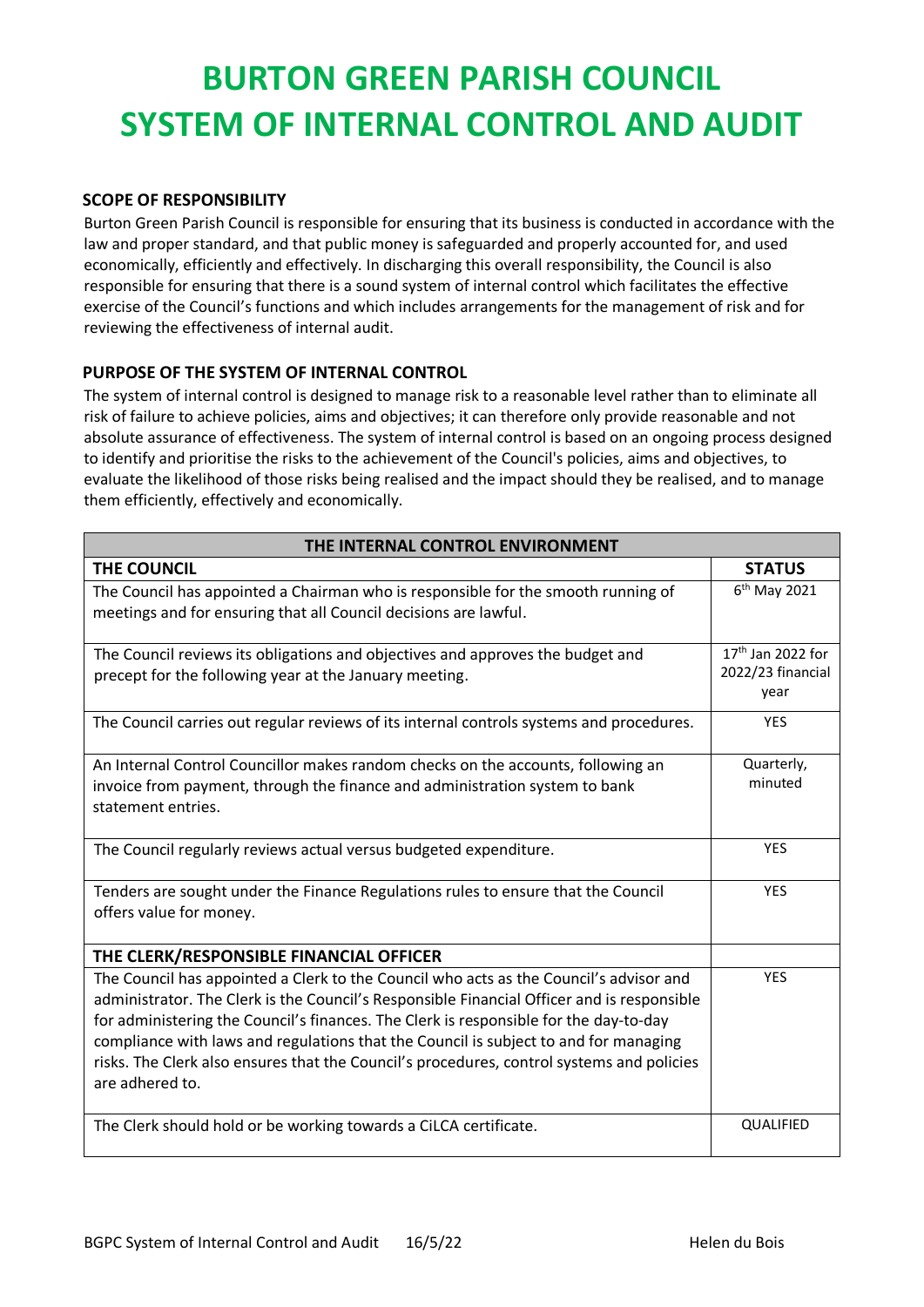# BURTON GREEN PARISH COUNCIL SYSTEM OF INTERNAL CONTROL AND AUDIT

### SCOPE OF RESPONSIBILITY

Burton Green Parish Council is responsible for ensuring that its business is conducted in accordance with the law and proper standard, and that public money is safeguarded and properly accounted for, and used economically, efficiently and effectively. In discharging this overall responsibility, the Council is also responsible for ensuring that there is a sound system of internal control which facilitates the effective exercise of the Council's functions and which includes arrangements for the management of risk and for reviewing the effectiveness of internal audit.

### PURPOSE OF THE SYSTEM OF INTERNAL CONTROL

The system of internal control is designed to manage risk to a reasonable level rather than to eliminate all risk of failure to achieve policies, aims and objectives; it can therefore only provide reasonable and not absolute assurance of effectiveness. The system of internal control is based on an ongoing process designed to identify and prioritise the risks to the achievement of the Council's policies, aims and objectives, to evaluate the likelihood of those risks being realised and the impact should they be realised, and to manage them efficiently, effectively and economically.

| THE INTERNAL CONTROL ENVIRONMENT | |
|---|---|
| **THE COUNCIL** | **STATUS** |
| The Council has appointed a Chairman who is responsible for the smooth running of meetings and for ensuring that all Council decisions are lawful. | 6th May 2021 |
| The Council reviews its obligations and objectives and approves the budget and precept for the following year at the January meeting. | 17th Jan 2022 for 2022/23 financial year |
| The Council carries out regular reviews of its internal controls systems and procedures. | YES |
| An Internal Control Councillor makes random checks on the accounts, following an invoice from payment, through the finance and administration system to bank statement entries. | Quarterly, minuted |
| The Council regularly reviews actual versus budgeted expenditure. | YES |
| Tenders are sought under the Finance Regulations rules to ensure that the Council offers value for money. | YES |
| **THE CLERK/RESPONSIBLE FINANCIAL OFFICER** | |
| The Council has appointed a Clerk to the Council who acts as the Council's advisor and administrator. The Clerk is the Council's Responsible Financial Officer and is responsible for administering the Council's finances. The Clerk is responsible for the day-to-day compliance with laws and regulations that the Council is subject to and for managing risks. The Clerk also ensures that the Council's procedures, control systems and policies are adhered to. | YES |
| The Clerk should hold or be working towards a CiLCA certificate. | QUALIFIED |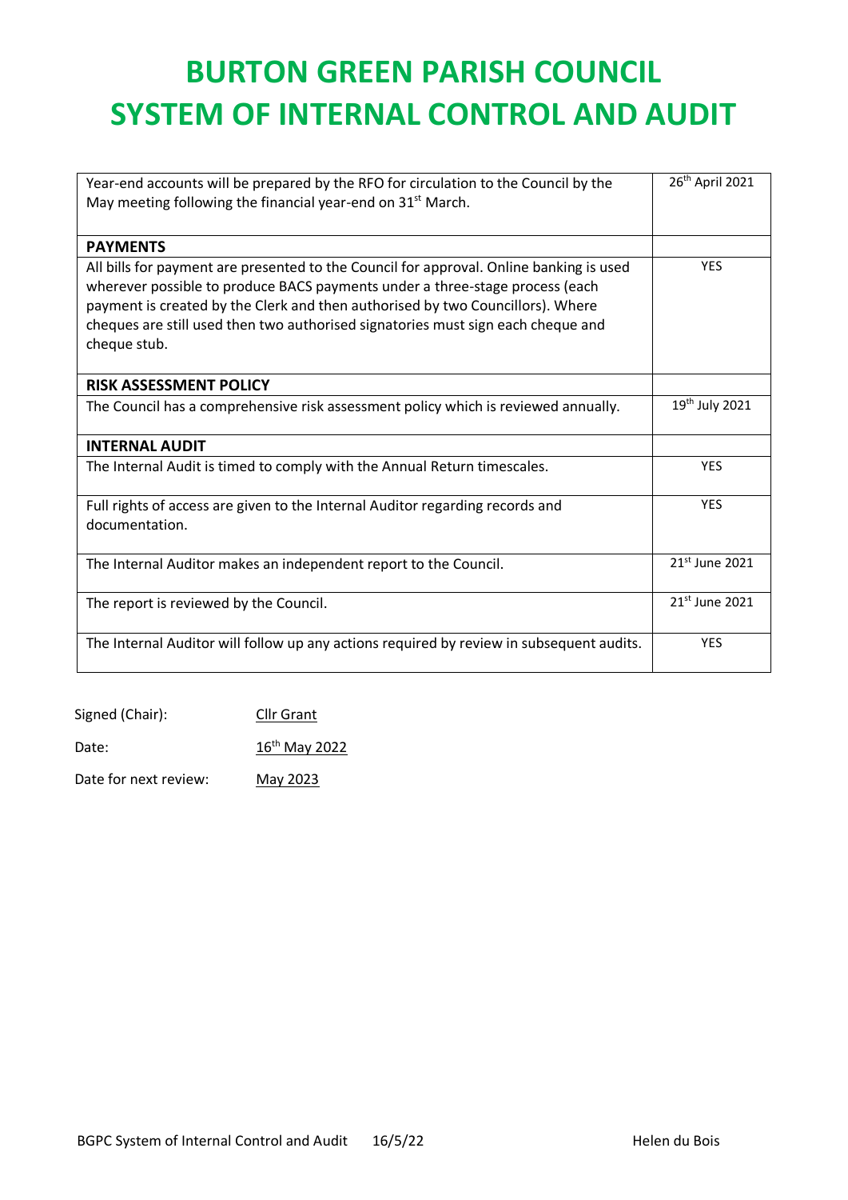# BURTON GREEN PARISH COUNCIL
# SYSTEM OF INTERNAL CONTROL AND AUDIT

| | |
|---|---|
| Year-end accounts will be prepared by the RFO for circulation to the Council by the May meeting following the financial year-end on 31st March. | 26th April 2021 |
| **PAYMENTS** | |
| All bills for payment are presented to the Council for approval. Online banking is used wherever possible to produce BACS payments under a three-stage process (each payment is created by the Clerk and then authorised by two Councillors). Where cheques are still used then two authorised signatories must sign each cheque and cheque stub. | YES |
| **RISK ASSESSMENT POLICY** | |
| The Council has a comprehensive risk assessment policy which is reviewed annually. | 19th July 2021 |
| **INTERNAL AUDIT** | |
| The Internal Audit is timed to comply with the Annual Return timescales. | YES |
| Full rights of access are given to the Internal Auditor regarding records and documentation. | YES |
| The Internal Auditor makes an independent report to the Council. | 21st June 2021 |
| The report is reviewed by the Council. | 21st June 2021 |
| The Internal Auditor will follow up any actions required by review in subsequent audits. | YES |

Signed (Chair): Cllr Grant

Date: 16th May 2022

Date for next review: May 2023